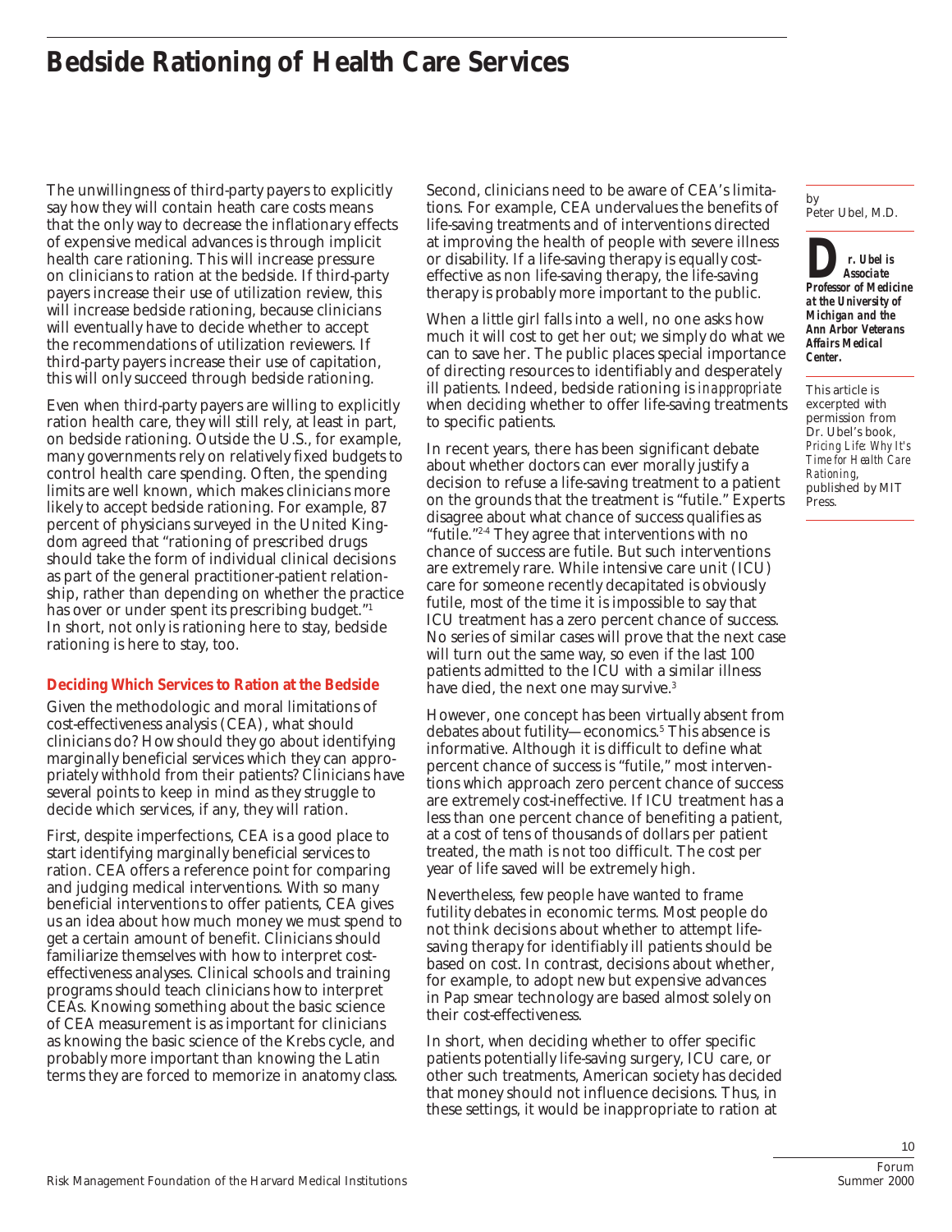# Bedside Rationing of Health Care Services

by
Peter Ubel, M.D.

***Dr. Ubel is Associate Professor of Medicine at the University of Michigan and the Ann Arbor Veterans Affairs Medical Center.***

This article is excerpted with permission from Dr. Ubel's book, *Pricing Life: Why It's Time for Health Care Rationing*, published by MIT Press.

The unwillingness of third-party payers to explicitly say how they will contain heath care costs means that the only way to decrease the inflationary effects of expensive medical advances is through implicit health care rationing. This will increase pressure on clinicians to ration at the bedside. If third-party payers increase their use of utilization review, this will increase bedside rationing, because clinicians will eventually have to decide whether to accept the recommendations of utilization reviewers. If third-party payers increase their use of capitation, this will only succeed through bedside rationing.

Even when third-party payers are willing to explicitly ration health care, they will still rely, at least in part, on bedside rationing. Outside the U.S., for example, many governments rely on relatively fixed budgets to control health care spending. Often, the spending limits are well known, which makes clinicians more likely to accept bedside rationing. For example, 87 percent of physicians surveyed in the United Kingdom agreed that "rationing of prescribed drugs should take the form of individual clinical decisions as part of the general practitioner-patient relationship, rather than depending on whether the practice has over or under spent its prescribing budget."[1] In short, not only is rationing here to stay, bedside rationing is here to stay, too.

### Deciding Which Services to Ration at the Bedside

Given the methodologic and moral limitations of cost-effectiveness analysis (CEA), what should clinicians do? How should they go about identifying marginally beneficial services which they can appropriately withhold from their patients? Clinicians have several points to keep in mind as they struggle to decide which services, if any, they will ration.

First, despite imperfections, CEA is a good place to start identifying marginally beneficial services to ration. CEA offers a reference point for comparing and judging medical interventions. With so many beneficial interventions to offer patients, CEA gives us an idea about how much money we must spend to get a certain amount of benefit. Clinicians should familiarize themselves with how to interpret cost-effectiveness analyses. Clinical schools and training programs should teach clinicians how to interpret CEAs. Knowing something about the basic science of CEA measurement is as important for clinicians as knowing the basic science of the Krebs cycle, and probably more important than knowing the Latin terms they are forced to memorize in anatomy class.

Second, clinicians need to be aware of CEA's limitations. For example, CEA undervalues the benefits of life-saving treatments and of interventions directed at improving the health of people with severe illness or disability. If a life-saving therapy is equally cost-effective as non life-saving therapy, the life-saving therapy is probably more important to the public.

When a little girl falls into a well, no one asks how much it will cost to get her out; we simply do what we can to save her. The public places special importance of directing resources to identifiably and desperately ill patients. Indeed, bedside rationing is *inappropriate* when deciding whether to offer life-saving treatments to specific patients.

In recent years, there has been significant debate about whether doctors can ever morally justify a decision to refuse a life-saving treatment to a patient on the grounds that the treatment is "futile." Experts disagree about what chance of success qualifies as "futile."[2-4] They agree that interventions with no chance of success are futile. But such interventions are extremely rare. While intensive care unit (ICU) care for someone recently decapitated is obviously futile, most of the time it is impossible to say that ICU treatment has a zero percent chance of success. No series of similar cases will prove that the next case will turn out the same way, so even if the last 100 patients admitted to the ICU with a similar illness have died, the next one may survive.[3]

However, one concept has been virtually absent from debates about futility—economics.[5] This absence is informative. Although it is difficult to define what percent chance of success is "futile," most interventions which approach zero percent chance of success are extremely cost-ineffective. If ICU treatment has a less than one percent chance of benefiting a patient, at a cost of tens of thousands of dollars per patient treated, the math is not too difficult. The cost per year of life saved will be extremely high.

Nevertheless, few people have wanted to frame futility debates in economic terms. Most people do not think decisions about whether to attempt life-saving therapy for identifiably ill patients should be based on cost. In contrast, decisions about whether, for example, to adopt new but expensive advances in Pap smear technology are based almost solely on their cost-effectiveness.

In short, when deciding whether to offer specific patients potentially life-saving surgery, ICU care, or other such treatments, American society has decided that money should not influence decisions. Thus, in these settings, it would be inappropriate to ration at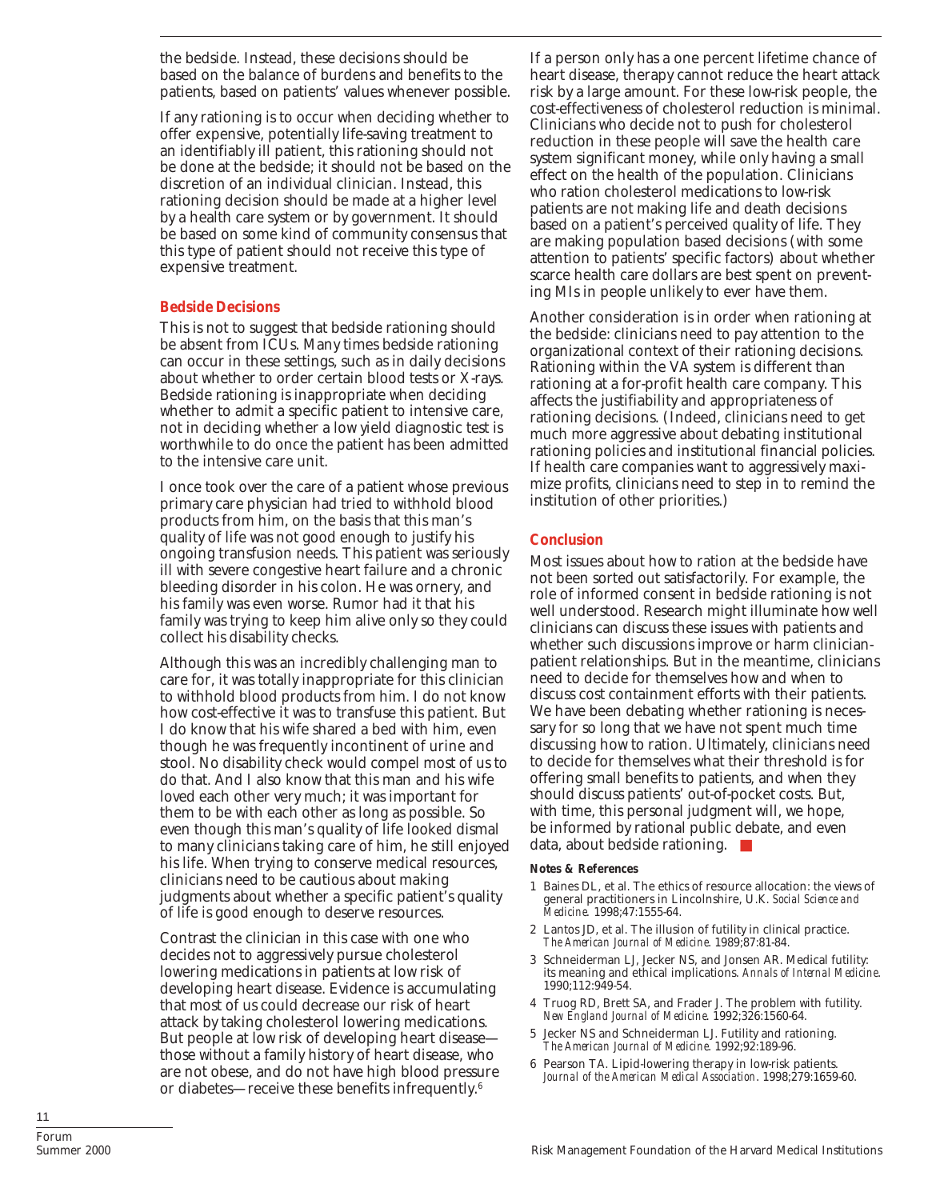the bedside. Instead, these decisions should be based on the balance of burdens and benefits to the patients, based on patients' values whenever possible.

If any rationing is to occur when deciding whether to offer expensive, potentially life-saving treatment to an identifiably ill patient, this rationing should not be done at the bedside; it should not be based on the discretion of an individual clinician. Instead, this rationing decision should be made at a higher level by a health care system or by government. It should be based on some kind of community consensus that this type of patient should not receive this type of expensive treatment.

### Bedside Decisions

This is not to suggest that bedside rationing should be absent from ICUs. Many times bedside rationing can occur in these settings, such as in daily decisions about whether to order certain blood tests or X-rays. Bedside rationing is inappropriate when deciding whether to admit a specific patient to intensive care, not in deciding whether a low yield diagnostic test is worthwhile to do once the patient has been admitted to the intensive care unit.

I once took over the care of a patient whose previous primary care physician had tried to withhold blood products from him, on the basis that this man's quality of life was not good enough to justify his ongoing transfusion needs. This patient was seriously ill with severe congestive heart failure and a chronic bleeding disorder in his colon. He was ornery, and his family was even worse. Rumor had it that his family was trying to keep him alive only so they could collect his disability checks.

Although this was an incredibly challenging man to care for, it was totally inappropriate for this clinician to withhold blood products from him. I do not know how cost-effective it was to transfuse this patient. But I do know that his wife shared a bed with him, even though he was frequently incontinent of urine and stool. No disability check would compel most of us to do that. And I also know that this man and his wife loved each other very much; it was important for them to be with each other as long as possible. So even though this man's quality of life looked dismal to many clinicians taking care of him, he still enjoyed his life. When trying to conserve medical resources, clinicians need to be cautious about making judgments about whether a specific patient's quality of life is good enough to deserve resources.

Contrast the clinician in this case with one who decides not to aggressively pursue cholesterol lowering medications in patients at low risk of developing heart disease. Evidence is accumulating that most of us could decrease our risk of heart attack by taking cholesterol lowering medications. But people at low risk of developing heart disease—those without a family history of heart disease, who are not obese, and do not have high blood pressure or diabetes—receive these benefits infrequently.[6]

If a person only has a one percent lifetime chance of heart disease, therapy cannot reduce the heart attack risk by a large amount. For these low-risk people, the cost-effectiveness of cholesterol reduction is minimal. Clinicians who decide not to push for cholesterol reduction in these people will save the health care system significant money, while only having a small effect on the health of the population. Clinicians who ration cholesterol medications to low-risk patients are not making life and death decisions based on a patient's perceived quality of life. They are making population based decisions (with some attention to patients' specific factors) about whether scarce health care dollars are best spent on preventing MIs in people unlikely to ever have them.

Another consideration is in order when rationing at the bedside: clinicians need to pay attention to the organizational context of their rationing decisions. Rationing within the VA system is different than rationing at a for-profit health care company. This affects the justifiability and appropriateness of rationing decisions. (Indeed, clinicians need to get much more aggressive about debating institutional rationing policies and institutional financial policies. If health care companies want to aggressively maximize profits, clinicians need to step in to remind the institution of other priorities.)

### Conclusion

Most issues about how to ration at the bedside have not been sorted out satisfactorily. For example, the role of informed consent in bedside rationing is not well understood. Research might illuminate how well clinicians can discuss these issues with patients and whether such discussions improve or harm clinician-patient relationships. But in the meantime, clinicians need to decide for themselves how and when to discuss cost containment efforts with their patients. We have been debating whether rationing is necessary for so long that we have not spent much time discussing how to ration. Ultimately, clinicians need to decide for themselves what their threshold is for offering small benefits to patients, and when they should discuss patients' out-of-pocket costs. But, with time, this personal judgment will, we hope, be informed by rational public debate, and even data, about bedside rationing.

#### Notes & References

1. Baines DL, et al. The ethics of resource allocation: the views of general practitioners in Lincolnshire, U.K. *Social Science and Medicine.* 1998;47:1555-64.
2. Lantos JD, et al. The illusion of futility in clinical practice. *The American Journal of Medicine.* 1989;87:81-84.
3. Schneiderman LJ, Jecker NS, and Jonsen AR. Medical futility: its meaning and ethical implications. *Annals of Internal Medicine.* 1990;112:949-54.
4. Truog RD, Brett SA, and Frader J. The problem with futility. *New England Journal of Medicine.* 1992;326:1560-64.
5. Jecker NS and Schneiderman LJ. Futility and rationing. *The American Journal of Medicine.* 1992;92:189-96.
6. Pearson TA. Lipid-lowering therapy in low-risk patients. *Journal of the American Medical Association.* 1998;279:1659-60.